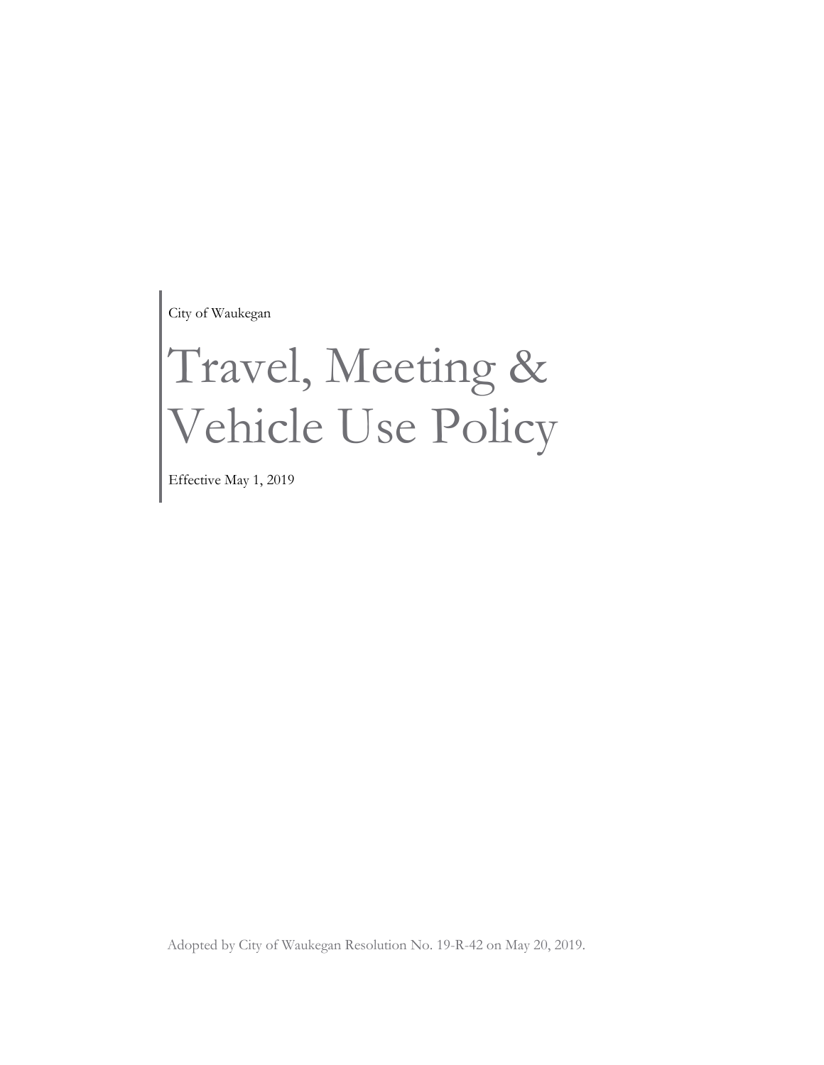City of Waukegan

# Travel, Meeting & Vehicle Use Policy

Effective May 1, 2019

Adopted by City of Waukegan Resolution No. 19-R-42 on May 20, 2019.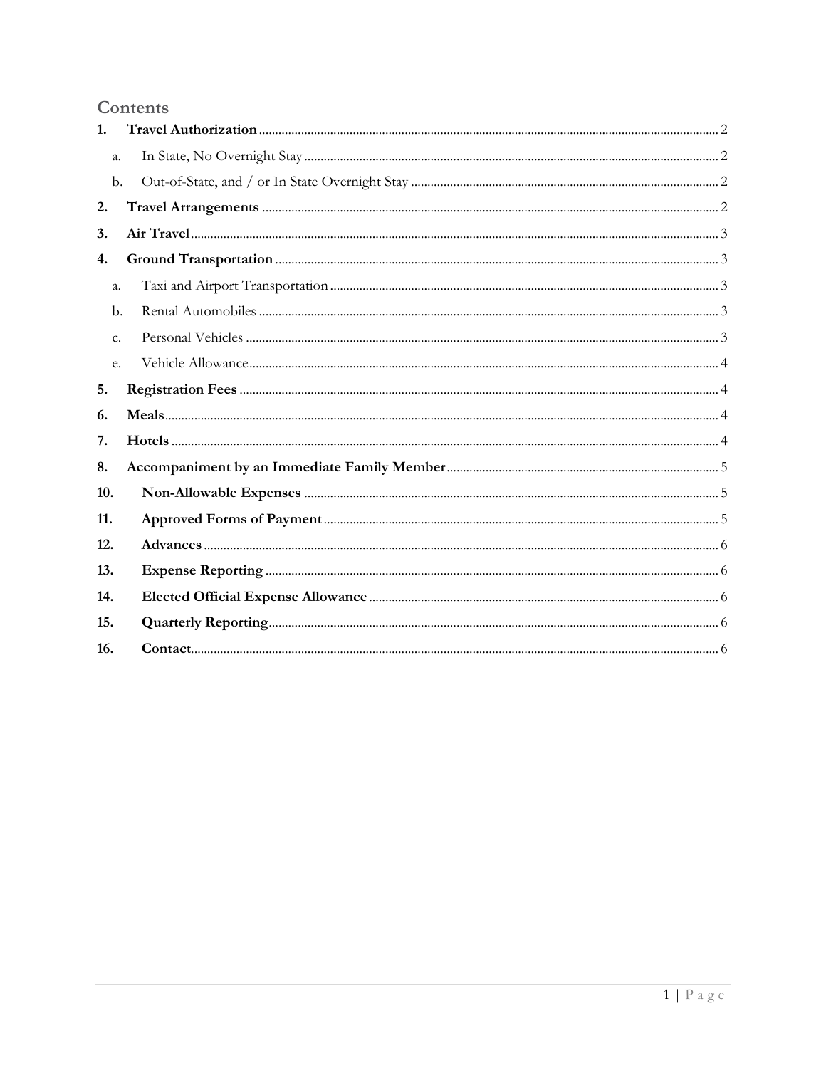## Contents

1. **Travel Authorization** ........ 2
   a. In State, No Overnight Stay ........ 2
   b. Out-of-State, and / or In State Overnight Stay ........ 2
2. **Travel Arrangements** ........ 2
3. **Air Travel** ........ 3
4. **Ground Transportation** ........ 3
   a. Taxi and Airport Transportation ........ 3
   b. Rental Automobiles ........ 3
   c. Personal Vehicles ........ 3
   e. Vehicle Allowance ........ 4
5. **Registration Fees** ........ 4
6. **Meals** ........ 4
7. **Hotels** ........ 4
8. **Accompaniment by an Immediate Family Member** ........ 5

10. **Non-Allowable Expenses** ........ 5
11. **Approved Forms of Payment** ........ 5
12. **Advances** ........ 6
13. **Expense Reporting** ........ 6
14. **Elected Official Expense Allowance** ........ 6
15. **Quarterly Reporting** ........ 6
16. **Contact** ........ 6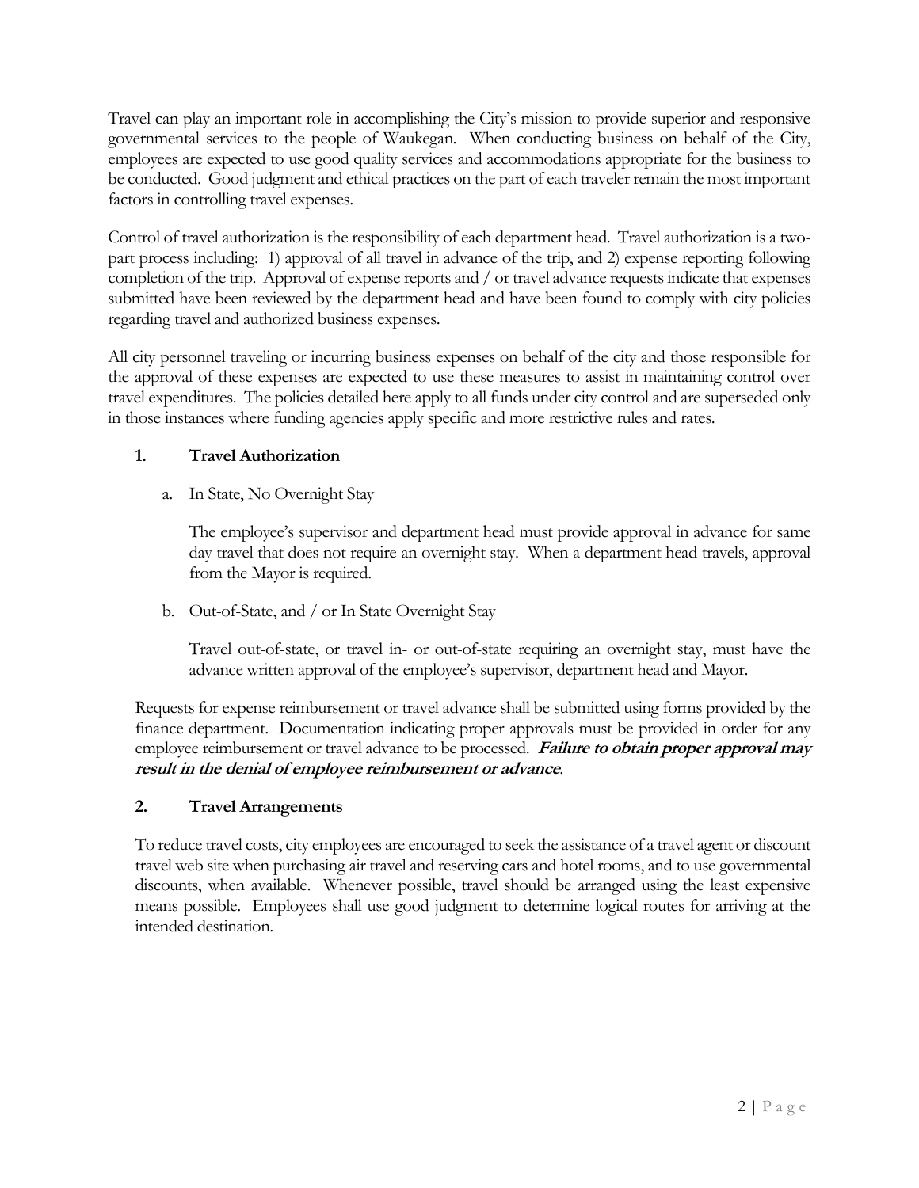Travel can play an important role in accomplishing the City's mission to provide superior and responsive governmental services to the people of Waukegan. When conducting business on behalf of the City, employees are expected to use good quality services and accommodations appropriate for the business to be conducted. Good judgment and ethical practices on the part of each traveler remain the most important factors in controlling travel expenses.

Control of travel authorization is the responsibility of each department head. Travel authorization is a two-part process including: 1) approval of all travel in advance of the trip, and 2) expense reporting following completion of the trip. Approval of expense reports and / or travel advance requests indicate that expenses submitted have been reviewed by the department head and have been found to comply with city policies regarding travel and authorized business expenses.

All city personnel traveling or incurring business expenses on behalf of the city and those responsible for the approval of these expenses are expected to use these measures to assist in maintaining control over travel expenditures. The policies detailed here apply to all funds under city control and are superseded only in those instances where funding agencies apply specific and more restrictive rules and rates.

## 1. Travel Authorization

a. In State, No Overnight Stay

The employee's supervisor and department head must provide approval in advance for same day travel that does not require an overnight stay. When a department head travels, approval from the Mayor is required.

b. Out-of-State, and / or In State Overnight Stay

Travel out-of-state, or travel in- or out-of-state requiring an overnight stay, must have the advance written approval of the employee's supervisor, department head and Mayor.

Requests for expense reimbursement or travel advance shall be submitted using forms provided by the finance department. Documentation indicating proper approvals must be provided in order for any employee reimbursement or travel advance to be processed. ***Failure to obtain proper approval may result in the denial of employee reimbursement or advance***.

## 2. Travel Arrangements

To reduce travel costs, city employees are encouraged to seek the assistance of a travel agent or discount travel web site when purchasing air travel and reserving cars and hotel rooms, and to use governmental discounts, when available. Whenever possible, travel should be arranged using the least expensive means possible. Employees shall use good judgment to determine logical routes for arriving at the intended destination.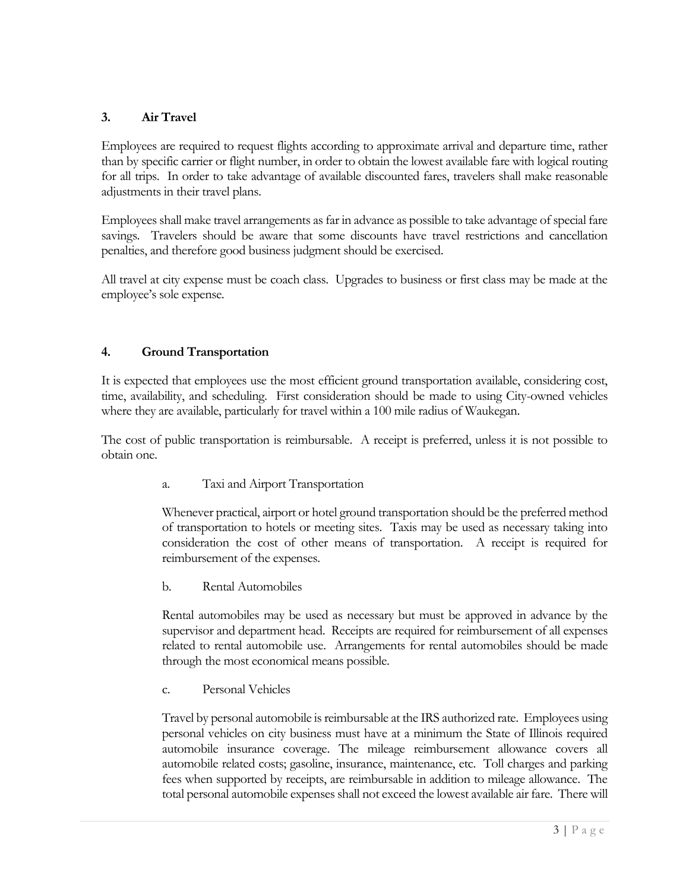## 3. Air Travel

Employees are required to request flights according to approximate arrival and departure time, rather than by specific carrier or flight number, in order to obtain the lowest available fare with logical routing for all trips. In order to take advantage of available discounted fares, travelers shall make reasonable adjustments in their travel plans.

Employees shall make travel arrangements as far in advance as possible to take advantage of special fare savings. Travelers should be aware that some discounts have travel restrictions and cancellation penalties, and therefore good business judgment should be exercised.

All travel at city expense must be coach class. Upgrades to business or first class may be made at the employee's sole expense.

## 4. Ground Transportation

It is expected that employees use the most efficient ground transportation available, considering cost, time, availability, and scheduling. First consideration should be made to using City-owned vehicles where they are available, particularly for travel within a 100 mile radius of Waukegan.

The cost of public transportation is reimbursable. A receipt is preferred, unless it is not possible to obtain one.

### a. Taxi and Airport Transportation

Whenever practical, airport or hotel ground transportation should be the preferred method of transportation to hotels or meeting sites. Taxis may be used as necessary taking into consideration the cost of other means of transportation. A receipt is required for reimbursement of the expenses.

### b. Rental Automobiles

Rental automobiles may be used as necessary but must be approved in advance by the supervisor and department head. Receipts are required for reimbursement of all expenses related to rental automobile use. Arrangements for rental automobiles should be made through the most economical means possible.

### c. Personal Vehicles

Travel by personal automobile is reimbursable at the IRS authorized rate. Employees using personal vehicles on city business must have at a minimum the State of Illinois required automobile insurance coverage. The mileage reimbursement allowance covers all automobile related costs; gasoline, insurance, maintenance, etc. Toll charges and parking fees when supported by receipts, are reimbursable in addition to mileage allowance. The total personal automobile expenses shall not exceed the lowest available air fare. There will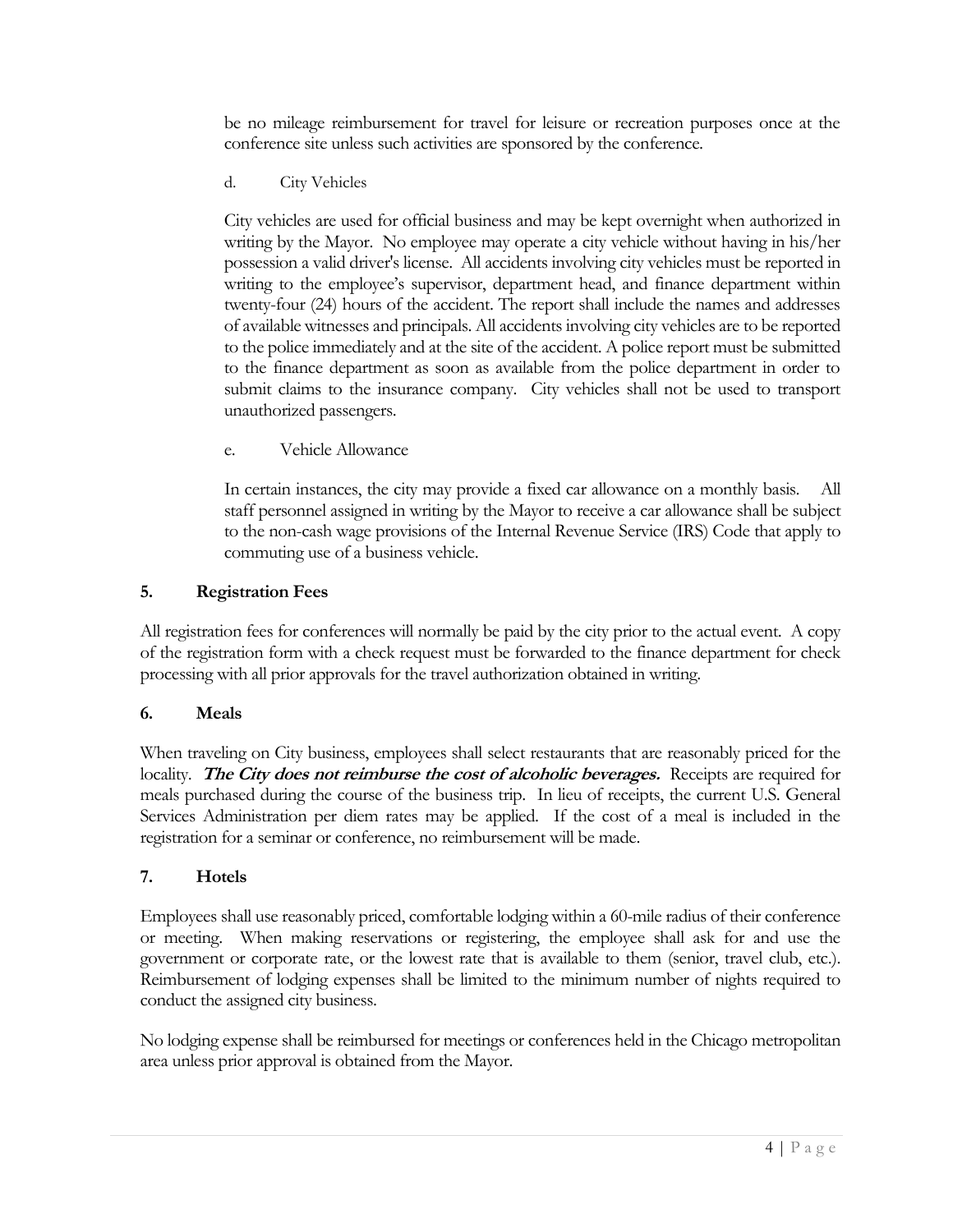be no mileage reimbursement for travel for leisure or recreation purposes once at the conference site unless such activities are sponsored by the conference.

d. City Vehicles

City vehicles are used for official business and may be kept overnight when authorized in writing by the Mayor. No employee may operate a city vehicle without having in his/her possession a valid driver's license. All accidents involving city vehicles must be reported in writing to the employee's supervisor, department head, and finance department within twenty-four (24) hours of the accident. The report shall include the names and addresses of available witnesses and principals. All accidents involving city vehicles are to be reported to the police immediately and at the site of the accident. A police report must be submitted to the finance department as soon as available from the police department in order to submit claims to the insurance company. City vehicles shall not be used to transport unauthorized passengers.

e. Vehicle Allowance

In certain instances, the city may provide a fixed car allowance on a monthly basis. All staff personnel assigned in writing by the Mayor to receive a car allowance shall be subject to the non-cash wage provisions of the Internal Revenue Service (IRS) Code that apply to commuting use of a business vehicle.

## 5. Registration Fees

All registration fees for conferences will normally be paid by the city prior to the actual event. A copy of the registration form with a check request must be forwarded to the finance department for check processing with all prior approvals for the travel authorization obtained in writing.

## 6. Meals

When traveling on City business, employees shall select restaurants that are reasonably priced for the locality. ***The City does not reimburse the cost of alcoholic beverages.*** Receipts are required for meals purchased during the course of the business trip. In lieu of receipts, the current U.S. General Services Administration per diem rates may be applied. If the cost of a meal is included in the registration for a seminar or conference, no reimbursement will be made.

## 7. Hotels

Employees shall use reasonably priced, comfortable lodging within a 60-mile radius of their conference or meeting. When making reservations or registering, the employee shall ask for and use the government or corporate rate, or the lowest rate that is available to them (senior, travel club, etc.). Reimbursement of lodging expenses shall be limited to the minimum number of nights required to conduct the assigned city business.

No lodging expense shall be reimbursed for meetings or conferences held in the Chicago metropolitan area unless prior approval is obtained from the Mayor.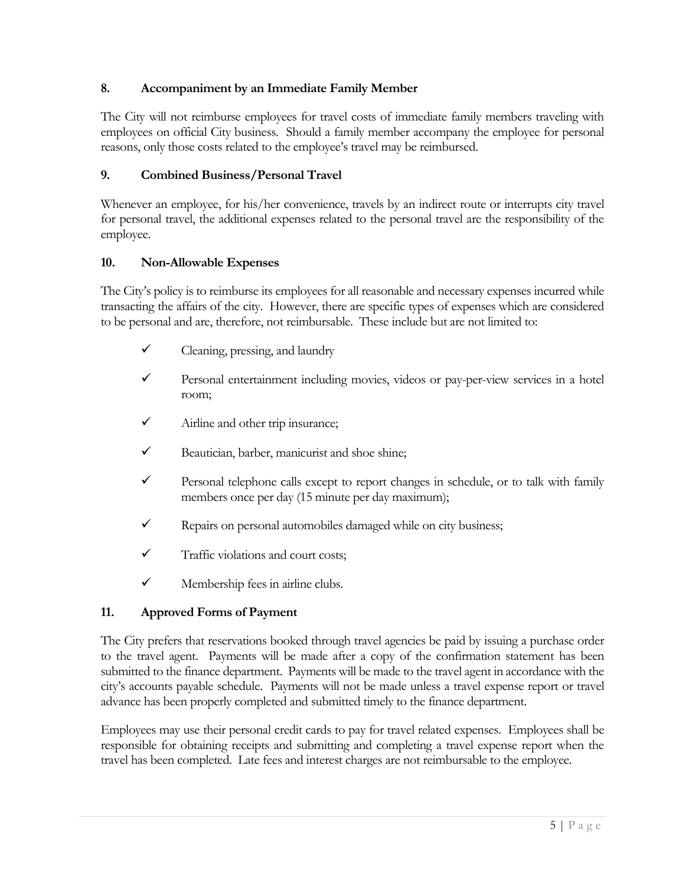### 8. Accompaniment by an Immediate Family Member

The City will not reimburse employees for travel costs of immediate family members traveling with employees on official City business. Should a family member accompany the employee for personal reasons, only those costs related to the employee's travel may be reimbursed.

### 9. Combined Business/Personal Travel

Whenever an employee, for his/her convenience, travels by an indirect route or interrupts city travel for personal travel, the additional expenses related to the personal travel are the responsibility of the employee.

### 10. Non-Allowable Expenses

The City's policy is to reimburse its employees for all reasonable and necessary expenses incurred while transacting the affairs of the city. However, there are specific types of expenses which are considered to be personal and are, therefore, not reimbursable. These include but are not limited to:

- ✓ Cleaning, pressing, and laundry
- ✓ Personal entertainment including movies, videos or pay-per-view services in a hotel room;
- ✓ Airline and other trip insurance;
- ✓ Beautician, barber, manicurist and shoe shine;
- ✓ Personal telephone calls except to report changes in schedule, or to talk with family members once per day (15 minute per day maximum);
- ✓ Repairs on personal automobiles damaged while on city business;
- ✓ Traffic violations and court costs;
- ✓ Membership fees in airline clubs.

### 11. Approved Forms of Payment

The City prefers that reservations booked through travel agencies be paid by issuing a purchase order to the travel agent. Payments will be made after a copy of the confirmation statement has been submitted to the finance department. Payments will be made to the travel agent in accordance with the city's accounts payable schedule. Payments will not be made unless a travel expense report or travel advance has been properly completed and submitted timely to the finance department.

Employees may use their personal credit cards to pay for travel related expenses. Employees shall be responsible for obtaining receipts and submitting and completing a travel expense report when the travel has been completed. Late fees and interest charges are not reimbursable to the employee.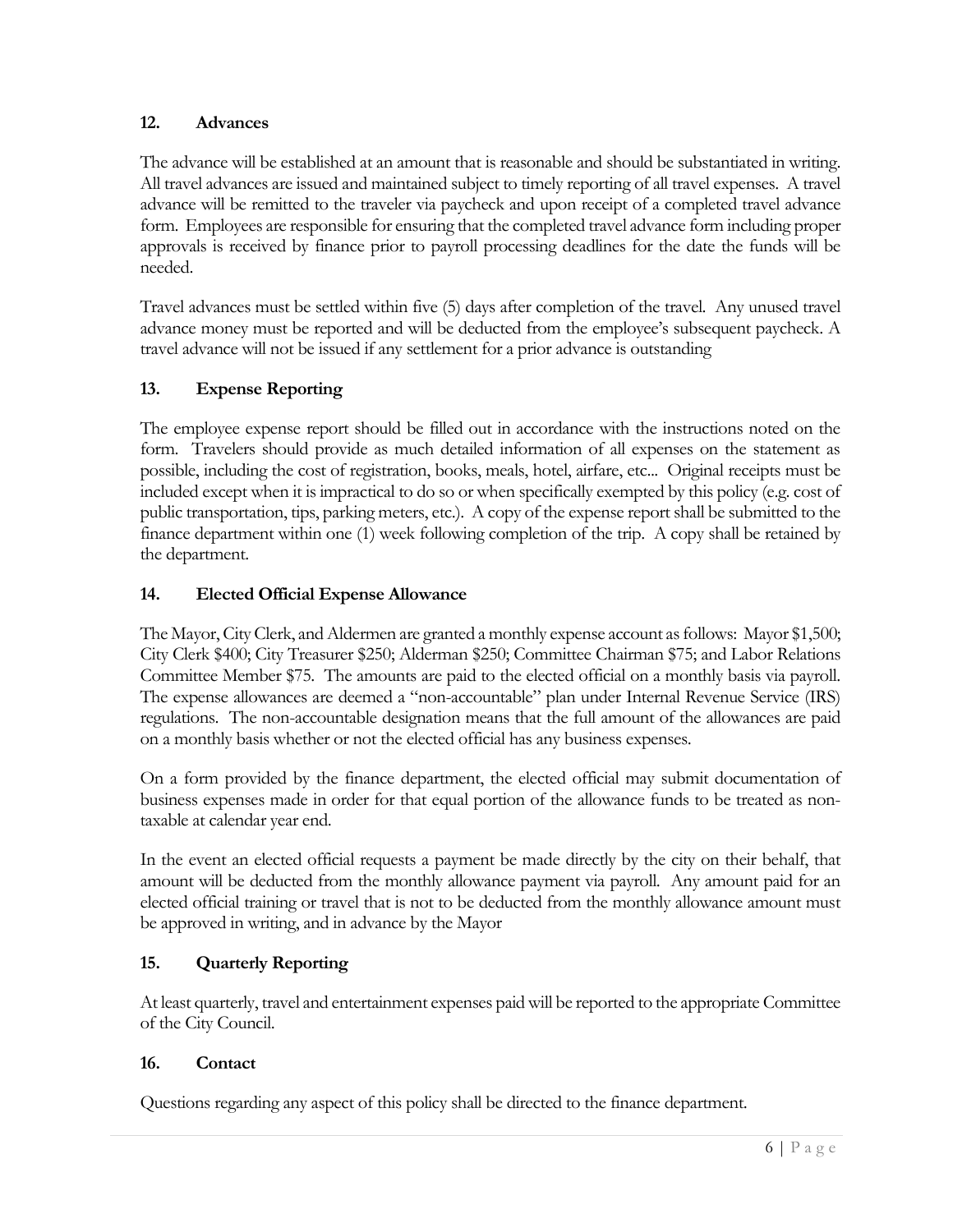### 12. Advances

The advance will be established at an amount that is reasonable and should be substantiated in writing. All travel advances are issued and maintained subject to timely reporting of all travel expenses. A travel advance will be remitted to the traveler via paycheck and upon receipt of a completed travel advance form. Employees are responsible for ensuring that the completed travel advance form including proper approvals is received by finance prior to payroll processing deadlines for the date the funds will be needed.

Travel advances must be settled within five (5) days after completion of the travel. Any unused travel advance money must be reported and will be deducted from the employee's subsequent paycheck. A travel advance will not be issued if any settlement for a prior advance is outstanding

### 13. Expense Reporting

The employee expense report should be filled out in accordance with the instructions noted on the form. Travelers should provide as much detailed information of all expenses on the statement as possible, including the cost of registration, books, meals, hotel, airfare, etc... Original receipts must be included except when it is impractical to do so or when specifically exempted by this policy (e.g. cost of public transportation, tips, parking meters, etc.). A copy of the expense report shall be submitted to the finance department within one (1) week following completion of the trip. A copy shall be retained by the department.

### 14. Elected Official Expense Allowance

The Mayor, City Clerk, and Aldermen are granted a monthly expense account as follows: Mayor $1,500; City Clerk $400; City Treasurer $250; Alderman $250; Committee Chairman $75; and Labor Relations Committee Member $75. The amounts are paid to the elected official on a monthly basis via payroll. The expense allowances are deemed a "non-accountable" plan under Internal Revenue Service (IRS) regulations. The non-accountable designation means that the full amount of the allowances are paid on a monthly basis whether or not the elected official has any business expenses.

On a form provided by the finance department, the elected official may submit documentation of business expenses made in order for that equal portion of the allowance funds to be treated as non-taxable at calendar year end.

In the event an elected official requests a payment be made directly by the city on their behalf, that amount will be deducted from the monthly allowance payment via payroll. Any amount paid for an elected official training or travel that is not to be deducted from the monthly allowance amount must be approved in writing, and in advance by the Mayor

### 15. Quarterly Reporting

At least quarterly, travel and entertainment expenses paid will be reported to the appropriate Committee of the City Council.

### 16. Contact

Questions regarding any aspect of this policy shall be directed to the finance department.